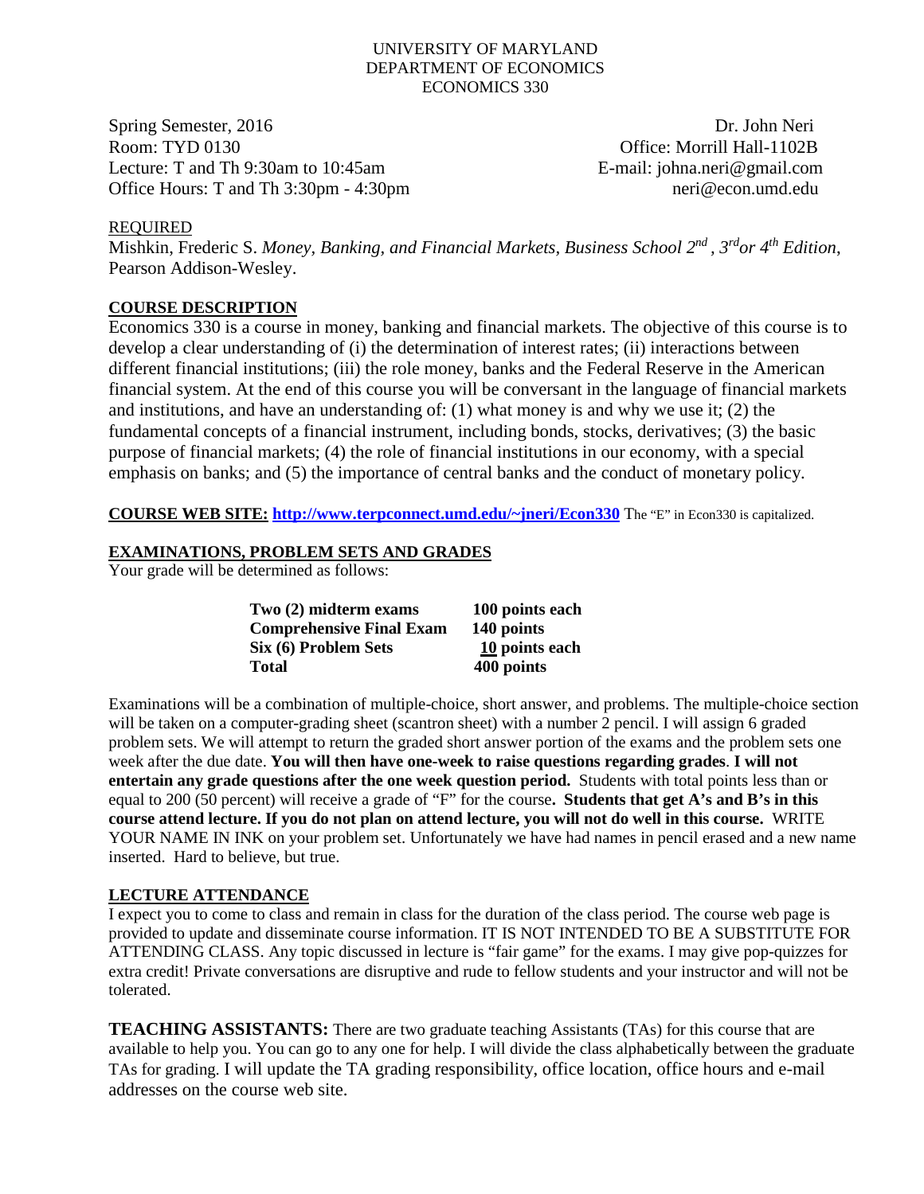UNIVERSITY OF MARYLAND
DEPARTMENT OF ECONOMICS
ECONOMICS 330

Spring Semester, 2016
Room: TYD 0130
Lecture: T and Th 9:30am to 10:45am
Office Hours: T and Th 3:30pm - 4:30pm

Dr. John Neri
Office: Morrill Hall-1102B
E-mail: johna.neri@gmail.com
neri@econ.umd.edu

REQUIRED

Mishkin, Frederic S. *Money, Banking, and Financial Markets, Business School 2nd , 3rd or 4th Edition*, Pearson Addison-Wesley.

## COURSE DESCRIPTION

Economics 330 is a course in money, banking and financial markets. The objective of this course is to develop a clear understanding of (i) the determination of interest rates; (ii) interactions between different financial institutions; (iii) the role money, banks and the Federal Reserve in the American financial system. At the end of this course you will be conversant in the language of financial markets and institutions, and have an understanding of: (1) what money is and why we use it; (2) the fundamental concepts of a financial instrument, including bonds, stocks, derivatives; (3) the basic purpose of financial markets; (4) the role of financial institutions in our economy, with a special emphasis on banks; and (5) the importance of central banks and the conduct of monetary policy.

**COURSE WEB SITE: http://www.terpconnect.umd.edu/~jneri/Econ330** The "E" in Econ330 is capitalized.

## EXAMINATIONS, PROBLEM SETS AND GRADES

Your grade will be determined as follows:

| | |
|---|---|
| **Two (2) midterm exams** | **100 points each** |
| **Comprehensive Final Exam** | **140 points** |
| **Six (6) Problem Sets** | **10 points each** |
| **Total** | **400 points** |

Examinations will be a combination of multiple-choice, short answer, and problems. The multiple-choice section will be taken on a computer-grading sheet (scantron sheet) with a number 2 pencil. I will assign 6 graded problem sets. We will attempt to return the graded short answer portion of the exams and the problem sets one week after the due date. **You will then have one-week to raise questions regarding grades**. **I will not entertain any grade questions after the one week question period.** Students with total points less than or equal to 200 (50 percent) will receive a grade of "F" for the course**. Students that get A's and B's in this course attend lecture. If you do not plan on attend lecture, you will not do well in this course.** WRITE YOUR NAME IN INK on your problem set. Unfortunately we have had names in pencil erased and a new name inserted. Hard to believe, but true.

## LECTURE ATTENDANCE

I expect you to come to class and remain in class for the duration of the class period. The course web page is provided to update and disseminate course information. IT IS NOT INTENDED TO BE A SUBSTITUTE FOR ATTENDING CLASS. Any topic discussed in lecture is "fair game" for the exams. I may give pop-quizzes for extra credit! Private conversations are disruptive and rude to fellow students and your instructor and will not be tolerated.

**TEACHING ASSISTANTS:** There are two graduate teaching Assistants (TAs) for this course that are available to help you. You can go to any one for help. I will divide the class alphabetically between the graduate TAs for grading. I will update the TA grading responsibility, office location, office hours and e-mail addresses on the course web site.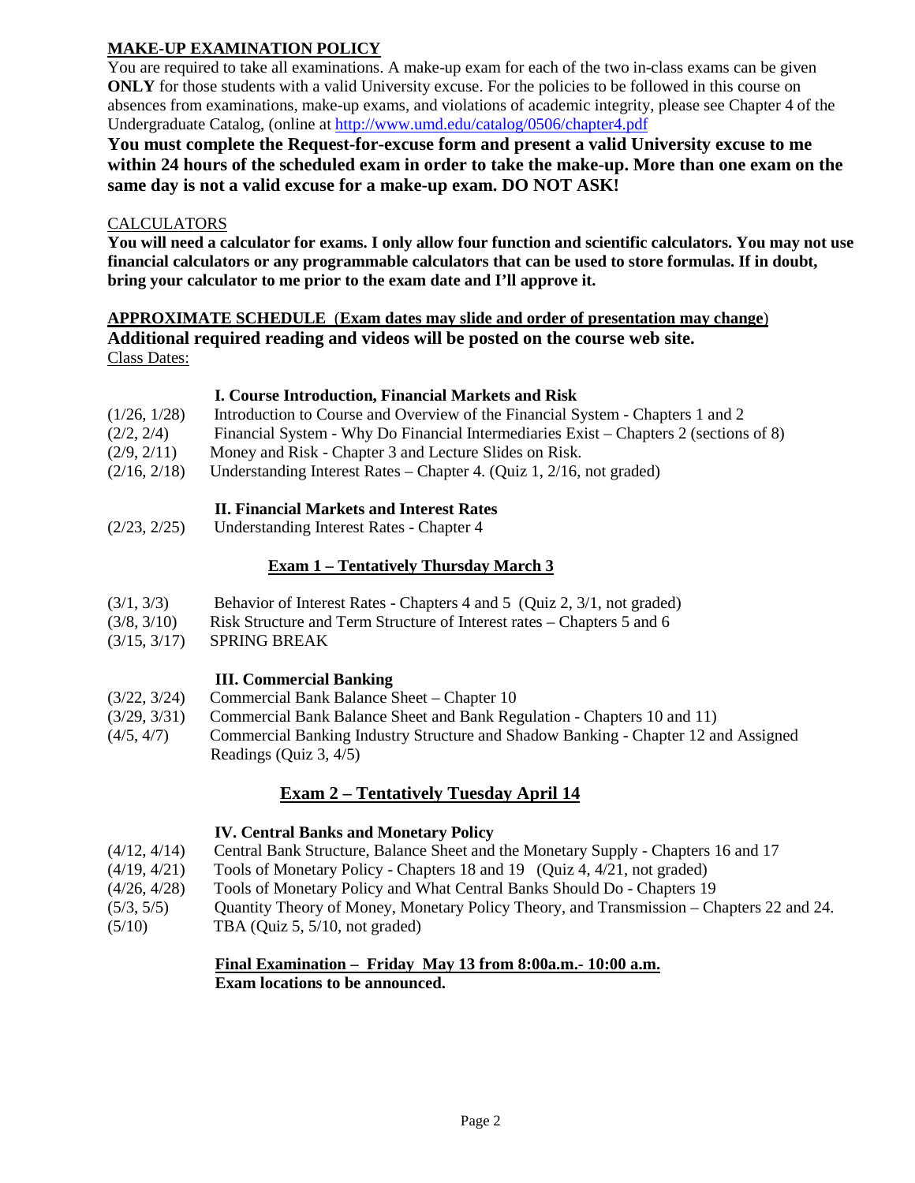## MAKE-UP EXAMINATION POLICY

You are required to take all examinations. A make-up exam for each of the two in-class exams can be given **ONLY** for those students with a valid University excuse. For the policies to be followed in this course on absences from examinations, make-up exams, and violations of academic integrity, please see Chapter 4 of the Undergraduate Catalog, (online at http://www.umd.edu/catalog/0506/chapter4.pdf

**You must complete the Request-for-excuse form and present a valid University excuse to me within 24 hours of the scheduled exam in order to take the make-up. More than one exam on the same day is not a valid excuse for a make-up exam. DO NOT ASK!**

### CALCULATORS

**You will need a calculator for exams. I only allow four function and scientific calculators. You may not use financial calculators or any programmable calculators that can be used to store formulas. If in doubt, bring your calculator to me prior to the exam date and I'll approve it.**

## APPROXIMATE SCHEDULE (Exam dates may slide and order of presentation may change)

**Additional required reading and videos will be posted on the course web site.**

Class Dates:

**I. Course Introduction, Financial Markets and Risk**

(1/26, 1/28) Introduction to Course and Overview of the Financial System - Chapters 1 and 2
(2/2, 2/4) Financial System - Why Do Financial Intermediaries Exist – Chapters 2 (sections of 8)
(2/9, 2/11) Money and Risk - Chapter 3 and Lecture Slides on Risk.
(2/16, 2/18) Understanding Interest Rates – Chapter 4. (Quiz 1, 2/16, not graded)

**II. Financial Markets and Interest Rates**

(2/23, 2/25) Understanding Interest Rates - Chapter 4

**Exam 1 – Tentatively Thursday March 3**

(3/1, 3/3) Behavior of Interest Rates - Chapters 4 and 5 (Quiz 2, 3/1, not graded)
(3/8, 3/10) Risk Structure and Term Structure of Interest rates – Chapters 5 and 6
(3/15, 3/17) SPRING BREAK

**III. Commercial Banking**

(3/22, 3/24) Commercial Bank Balance Sheet – Chapter 10
(3/29, 3/31) Commercial Bank Balance Sheet and Bank Regulation - Chapters 10 and 11)
(4/5, 4/7) Commercial Banking Industry Structure and Shadow Banking - Chapter 12 and Assigned Readings (Quiz 3, 4/5)

**Exam 2 – Tentatively Tuesday April 14**

**IV. Central Banks and Monetary Policy**

(4/12, 4/14) Central Bank Structure, Balance Sheet and the Monetary Supply - Chapters 16 and 17
(4/19, 4/21) Tools of Monetary Policy - Chapters 18 and 19 (Quiz 4, 4/21, not graded)
(4/26, 4/28) Tools of Monetary Policy and What Central Banks Should Do - Chapters 19
(5/3, 5/5) Quantity Theory of Money, Monetary Policy Theory, and Transmission – Chapters 22 and 24.
(5/10) TBA (Quiz 5, 5/10, not graded)

**Final Examination – Friday May 13 from 8:00a.m.- 10:00 a.m.**
**Exam locations to be announced.**